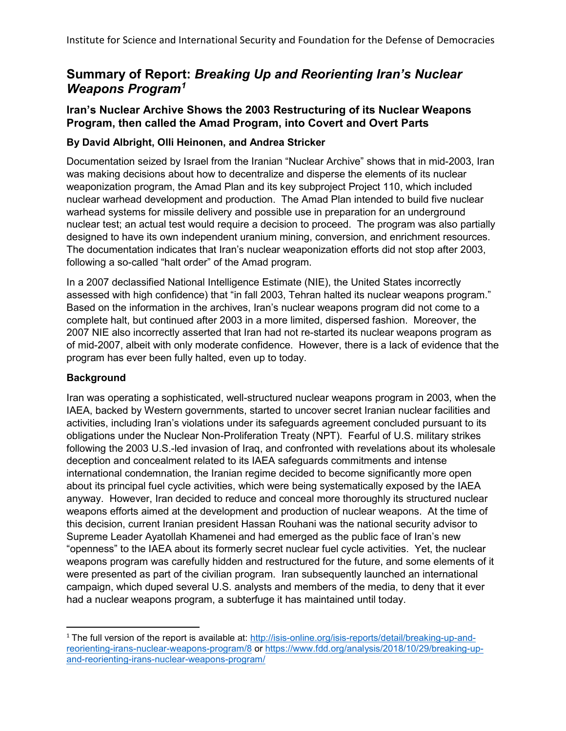# Summary of Report: *Breaking Up and Reorienting Iran's Nuclear Weapons Program*[1]

## Iran's Nuclear Archive Shows the 2003 Restructuring of its Nuclear Weapons Program, then called the Amad Program, into Covert and Overt Parts

### By David Albright, Olli Heinonen, and Andrea Stricker

Documentation seized by Israel from the Iranian "Nuclear Archive" shows that in mid-2003, Iran was making decisions about how to decentralize and disperse the elements of its nuclear weaponization program, the Amad Plan and its key subproject Project 110, which included nuclear warhead development and production. The Amad Plan intended to build five nuclear warhead systems for missile delivery and possible use in preparation for an underground nuclear test; an actual test would require a decision to proceed. The program was also partially designed to have its own independent uranium mining, conversion, and enrichment resources. The documentation indicates that Iran's nuclear weaponization efforts did not stop after 2003, following a so-called "halt order" of the Amad program.

In a 2007 declassified National Intelligence Estimate (NIE), the United States incorrectly assessed with high confidence) that "in fall 2003, Tehran halted its nuclear weapons program." Based on the information in the archives, Iran's nuclear weapons program did not come to a complete halt, but continued after 2003 in a more limited, dispersed fashion. Moreover, the 2007 NIE also incorrectly asserted that Iran had not re-started its nuclear weapons program as of mid-2007, albeit with only moderate confidence. However, there is a lack of evidence that the program has ever been fully halted, even up to today.

### Background

Iran was operating a sophisticated, well-structured nuclear weapons program in 2003, when the IAEA, backed by Western governments, started to uncover secret Iranian nuclear facilities and activities, including Iran's violations under its safeguards agreement concluded pursuant to its obligations under the Nuclear Non-Proliferation Treaty (NPT). Fearful of U.S. military strikes following the 2003 U.S.-led invasion of Iraq, and confronted with revelations about its wholesale deception and concealment related to its IAEA safeguards commitments and intense international condemnation, the Iranian regime decided to become significantly more open about its principal fuel cycle activities, which were being systematically exposed by the IAEA anyway. However, Iran decided to reduce and conceal more thoroughly its structured nuclear weapons efforts aimed at the development and production of nuclear weapons. At the time of this decision, current Iranian president Hassan Rouhani was the national security advisor to Supreme Leader Ayatollah Khamenei and had emerged as the public face of Iran's new "openness" to the IAEA about its formerly secret nuclear fuel cycle activities. Yet, the nuclear weapons program was carefully hidden and restructured for the future, and some elements of it were presented as part of the civilian program. Iran subsequently launched an international campaign, which duped several U.S. analysts and members of the media, to deny that it ever had a nuclear weapons program, a subterfuge it has maintained until today.

---

[1] The full version of the report is available at: http://isis-online.org/isis-reports/detail/breaking-up-and-reorienting-irans-nuclear-weapons-program/8 or https://www.fdd.org/analysis/2018/10/29/breaking-up-and-reorienting-irans-nuclear-weapons-program/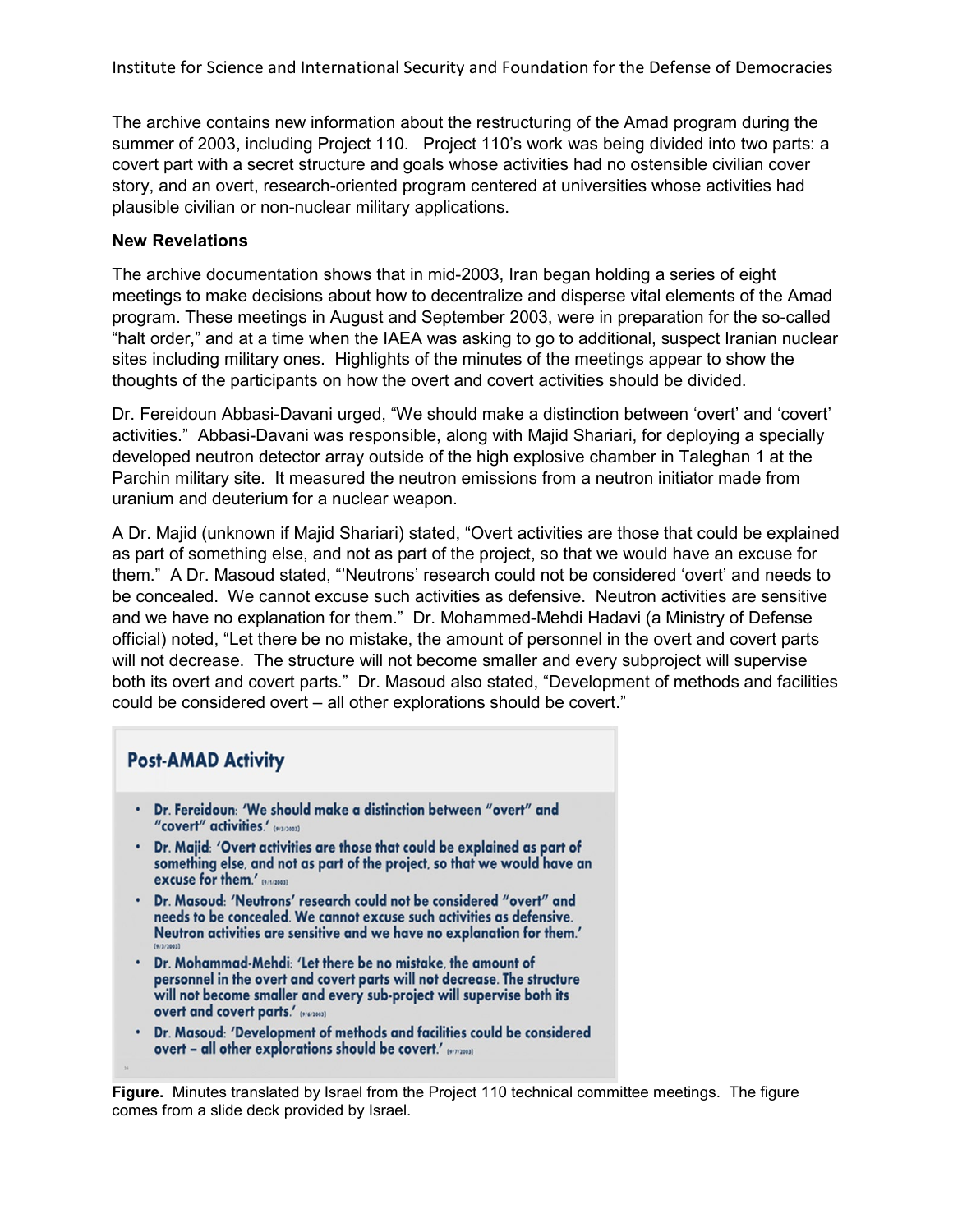The archive contains new information about the restructuring of the Amad program during the summer of 2003, including Project 110. Project 110's work was being divided into two parts: a covert part with a secret structure and goals whose activities had no ostensible civilian cover story, and an overt, research-oriented program centered at universities whose activities had plausible civilian or non-nuclear military applications.

**New Revelations**

The archive documentation shows that in mid-2003, Iran began holding a series of eight meetings to make decisions about how to decentralize and disperse vital elements of the Amad program. These meetings in August and September 2003, were in preparation for the so-called "halt order," and at a time when the IAEA was asking to go to additional, suspect Iranian nuclear sites including military ones. Highlights of the minutes of the meetings appear to show the thoughts of the participants on how the overt and covert activities should be divided.

Dr. Fereidoun Abbasi-Davani urged, "We should make a distinction between 'overt' and 'covert' activities." Abbasi-Davani was responsible, along with Majid Shariari, for deploying a specially developed neutron detector array outside of the high explosive chamber in Taleghan 1 at the Parchin military site. It measured the neutron emissions from a neutron initiator made from uranium and deuterium for a nuclear weapon.

A Dr. Majid (unknown if Majid Shariari) stated, "Overt activities are those that could be explained as part of something else, and not as part of the project, so that we would have an excuse for them." A Dr. Masoud stated, "'Neutrons' research could not be considered 'overt' and needs to be concealed. We cannot excuse such activities as defensive. Neutron activities are sensitive and we have no explanation for them." Dr. Mohammed-Mehdi Hadavi (a Ministry of Defense official) noted, "Let there be no mistake, the amount of personnel in the overt and covert parts will not decrease. The structure will not become smaller and every subproject will supervise both its overt and covert parts." Dr. Masoud also stated, "Development of methods and facilities could be considered overt – all other explorations should be covert."

**Post-AMAD Activity**

- Dr. Fereidoun: 'We should make a distinction between "overt" and "covert" activities.' (9/3/2003)
- Dr. Majid: 'Overt activities are those that could be explained as part of something else, and not as part of the project, so that we would have an excuse for them.' (9/1/2003)
- Dr. Masoud: 'Neutrons' research could not be considered "overt" and needs to be concealed. We cannot excuse such activities as defensive. Neutron activities are sensitive and we have no explanation for them.' (9/3/2003)
- Dr. Mohammad-Mehdi: 'Let there be no mistake, the amount of personnel in the overt and covert parts will not decrease. The structure will not become smaller and every sub-project will supervise both its overt and covert parts.' (9/6/2003)
- Dr. Masoud: 'Development of methods and facilities could be considered overt – all other explorations should be covert.' (9/7/2003)

**Figure.** Minutes translated by Israel from the Project 110 technical committee meetings. The figure comes from a slide deck provided by Israel.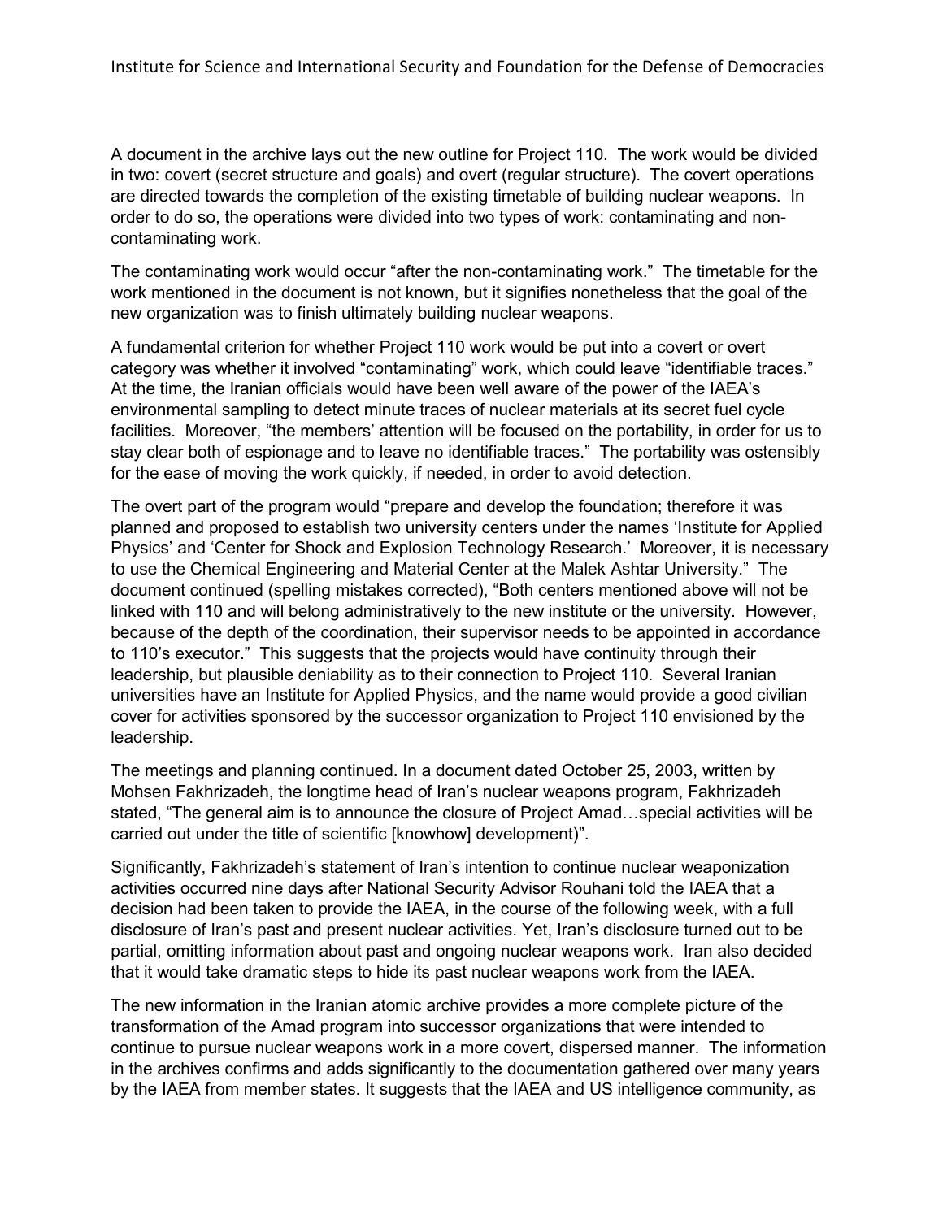A document in the archive lays out the new outline for Project 110. The work would be divided in two: covert (secret structure and goals) and overt (regular structure). The covert operations are directed towards the completion of the existing timetable of building nuclear weapons. In order to do so, the operations were divided into two types of work: contaminating and non-contaminating work.

The contaminating work would occur "after the non-contaminating work." The timetable for the work mentioned in the document is not known, but it signifies nonetheless that the goal of the new organization was to finish ultimately building nuclear weapons.

A fundamental criterion for whether Project 110 work would be put into a covert or overt category was whether it involved "contaminating" work, which could leave "identifiable traces." At the time, the Iranian officials would have been well aware of the power of the IAEA's environmental sampling to detect minute traces of nuclear materials at its secret fuel cycle facilities. Moreover, "the members' attention will be focused on the portability, in order for us to stay clear both of espionage and to leave no identifiable traces." The portability was ostensibly for the ease of moving the work quickly, if needed, in order to avoid detection.

The overt part of the program would "prepare and develop the foundation; therefore it was planned and proposed to establish two university centers under the names 'Institute for Applied Physics' and 'Center for Shock and Explosion Technology Research.' Moreover, it is necessary to use the Chemical Engineering and Material Center at the Malek Ashtar University." The document continued (spelling mistakes corrected), "Both centers mentioned above will not be linked with 110 and will belong administratively to the new institute or the university. However, because of the depth of the coordination, their supervisor needs to be appointed in accordance to 110's executor." This suggests that the projects would have continuity through their leadership, but plausible deniability as to their connection to Project 110. Several Iranian universities have an Institute for Applied Physics, and the name would provide a good civilian cover for activities sponsored by the successor organization to Project 110 envisioned by the leadership.

The meetings and planning continued. In a document dated October 25, 2003, written by Mohsen Fakhrizadeh, the longtime head of Iran's nuclear weapons program, Fakhrizadeh stated, "The general aim is to announce the closure of Project Amad…special activities will be carried out under the title of scientific [knowhow] development)".

Significantly, Fakhrizadeh's statement of Iran's intention to continue nuclear weaponization activities occurred nine days after National Security Advisor Rouhani told the IAEA that a decision had been taken to provide the IAEA, in the course of the following week, with a full disclosure of Iran's past and present nuclear activities. Yet, Iran's disclosure turned out to be partial, omitting information about past and ongoing nuclear weapons work. Iran also decided that it would take dramatic steps to hide its past nuclear weapons work from the IAEA.

The new information in the Iranian atomic archive provides a more complete picture of the transformation of the Amad program into successor organizations that were intended to continue to pursue nuclear weapons work in a more covert, dispersed manner. The information in the archives confirms and adds significantly to the documentation gathered over many years by the IAEA from member states. It suggests that the IAEA and US intelligence community, as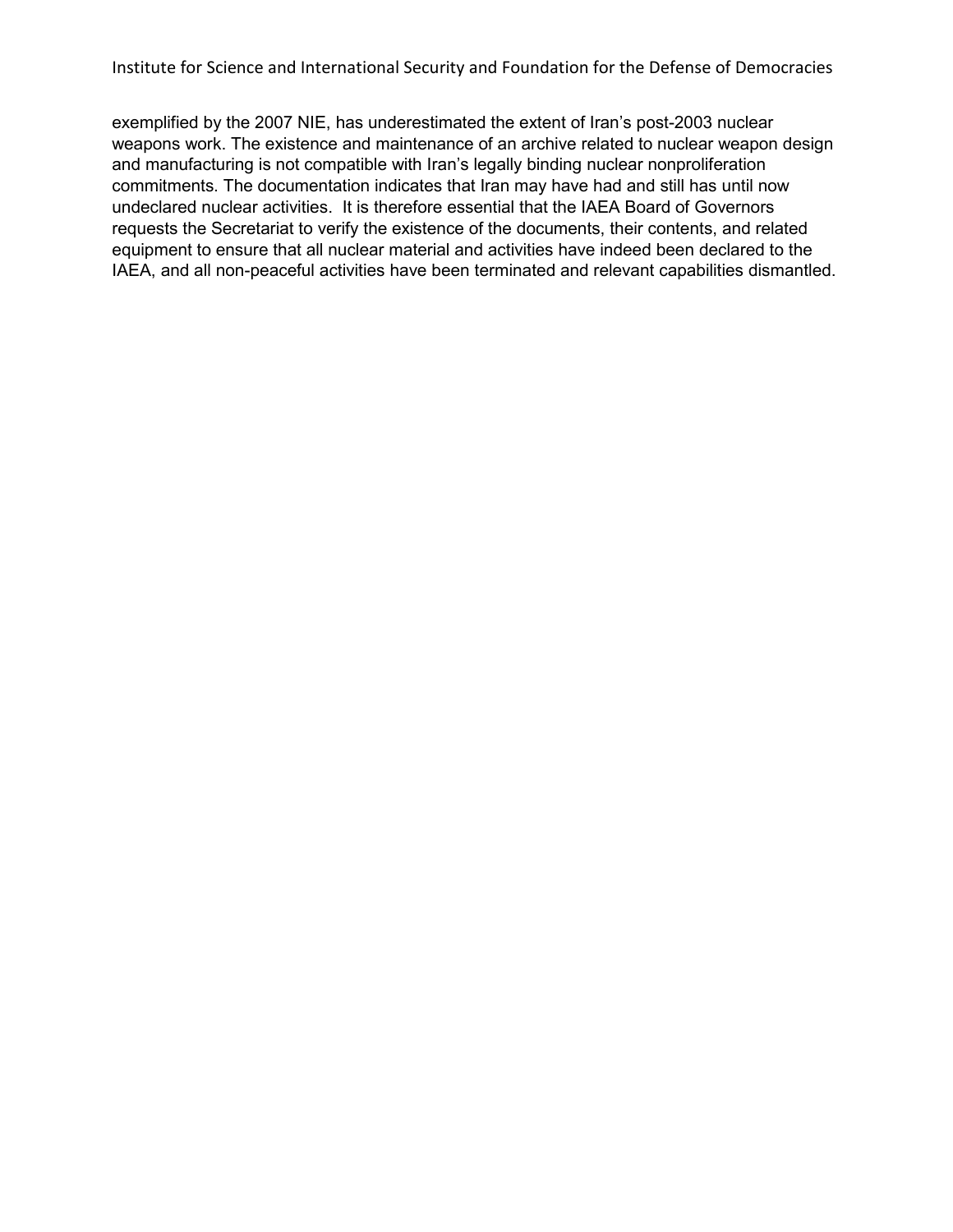exemplified by the 2007 NIE, has underestimated the extent of Iran's post-2003 nuclear weapons work. The existence and maintenance of an archive related to nuclear weapon design and manufacturing is not compatible with Iran's legally binding nuclear nonproliferation commitments. The documentation indicates that Iran may have had and still has until now undeclared nuclear activities. It is therefore essential that the IAEA Board of Governors requests the Secretariat to verify the existence of the documents, their contents, and related equipment to ensure that all nuclear material and activities have indeed been declared to the IAEA, and all non-peaceful activities have been terminated and relevant capabilities dismantled.